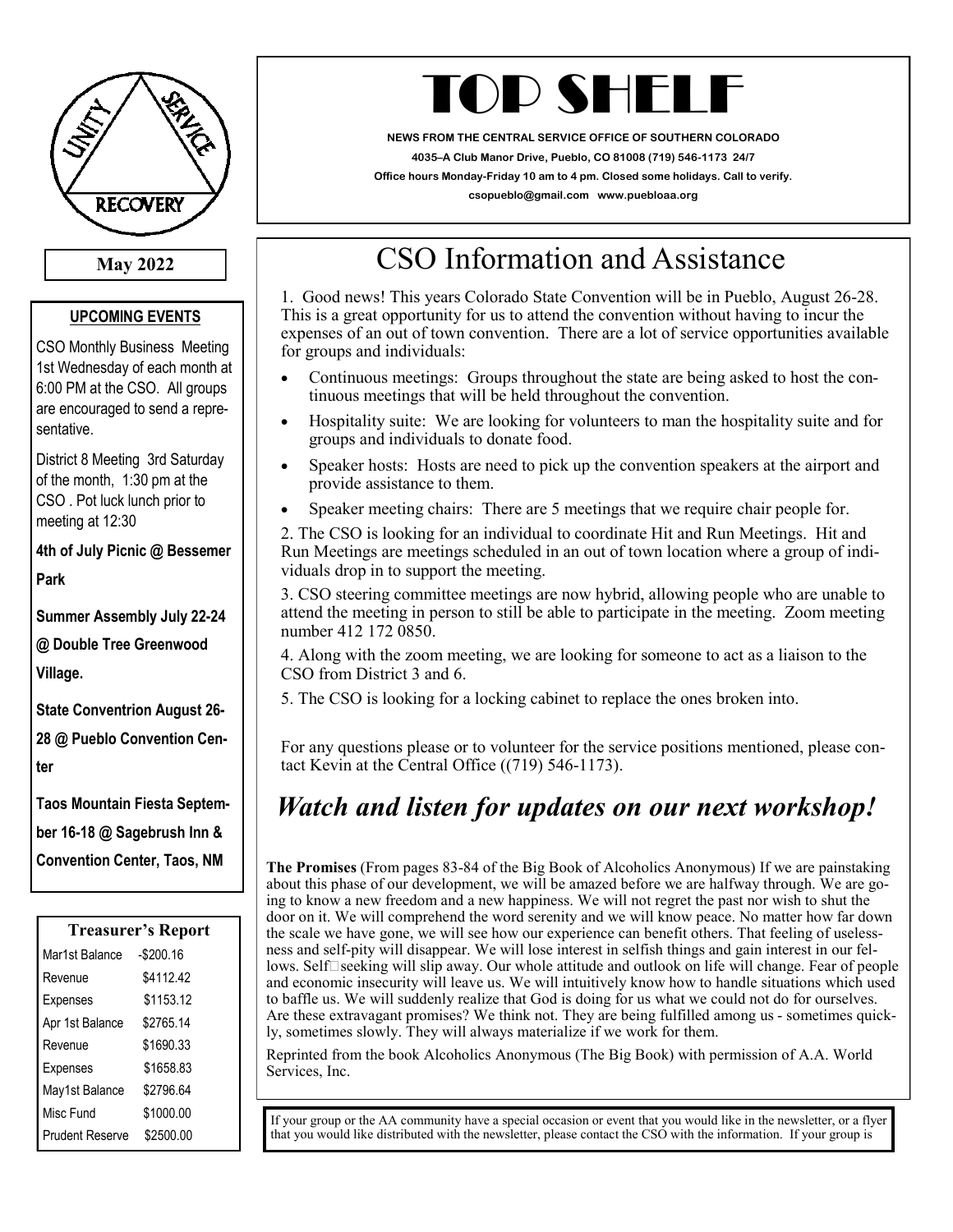# TOP SHELF

**NEWS FROM THE CENTRAL SERVICE OFFICE OF SOUTHERN COLORADO**

**4035–A Club Manor Drive, Pueblo, CO 81008 (719) 546-1173 24/7**

**Office hours Monday-Friday 10 am to 4 pm. Closed some holidays. Call to verify.**

**csopueblo@gmail.com www.puebloaa.org**

UNITY SERVICE RECOVERY

**May 2022**

## UPCOMING EVENTS

CSO Monthly Business Meeting 1st Wednesday of each month at 6:00 PM at the CSO. All groups are encouraged to send a representative.

District 8 Meeting 3rd Saturday of the month, 1:30 pm at the CSO . Pot luck lunch prior to meeting at 12:30

**4th of July Picnic @ Bessemer Park**

**Summer Assembly July 22-24 @ Double Tree Greenwood Village.**

**State Conventrion August 26-28 @ Pueblo Convention Center**

**Taos Mountain Fiesta September 16-18 @ Sagebrush Inn & Convention Center, Taos, NM**

## Treasurer's Report

| | |
|---|---|
| Mar1st Balance | -$200.16 |
| Revenue | $4112.42 |
| Expenses | $1153.12 |
| Apr 1st Balance | $2765.14 |
| Revenue | $1690.33 |
| Expenses | $1658.83 |
| May1st Balance | $2796.64 |
| Misc Fund | $1000.00 |
| Prudent Reserve | $2500.00 |

# CSO Information and Assistance

1. Good news! This years Colorado State Convention will be in Pueblo, August 26-28. This is a great opportunity for us to attend the convention without having to incur the expenses of an out of town convention. There are a lot of service opportunities available for groups and individuals:

- Continuous meetings: Groups throughout the state are being asked to host the continuous meetings that will be held throughout the convention.
- Hospitality suite: We are looking for volunteers to man the hospitality suite and for groups and individuals to donate food.
- Speaker hosts: Hosts are need to pick up the convention speakers at the airport and provide assistance to them.
- Speaker meeting chairs: There are 5 meetings that we require chair people for.

2. The CSO is looking for an individual to coordinate Hit and Run Meetings. Hit and Run Meetings are meetings scheduled in an out of town location where a group of individuals drop in to support the meeting.

3. CSO steering committee meetings are now hybrid, allowing people who are unable to attend the meeting in person to still be able to participate in the meeting. Zoom meeting number 412 172 0850.

4. Along with the zoom meeting, we are looking for someone to act as a liaison to the CSO from District 3 and 6.

5. The CSO is looking for a locking cabinet to replace the ones broken into.

For any questions please or to volunteer for the service positions mentioned, please contact Kevin at the Central Office ((719) 546-1173).

## *Watch and listen for updates on our next workshop!*

**The Promises** (From pages 83-84 of the Big Book of Alcoholics Anonymous) If we are painstaking about this phase of our development, we will be amazed before we are halfway through. We are going to know a new freedom and a new happiness. We will not regret the past nor wish to shut the door on it. We will comprehend the word serenity and we will know peace. No matter how far down the scale we have gone, we will see how our experience can benefit others. That feeling of uselessness and self-pity will disappear. We will lose interest in selfish things and gain interest in our fellows. Self□seeking will slip away. Our whole attitude and outlook on life will change. Fear of people and economic insecurity will leave us. We will intuitively know how to handle situations which used to baffle us. We will suddenly realize that God is doing for us what we could not do for ourselves. Are these extravagant promises? We think not. They are being fulfilled among us - sometimes quickly, sometimes slowly. They will always materialize if we work for them.

Reprinted from the book Alcoholics Anonymous (The Big Book) with permission of A.A. World Services, Inc.

If your group or the AA community have a special occasion or event that you would like in the newsletter, or a flyer that you would like distributed with the newsletter, please contact the CSO with the information. If your group is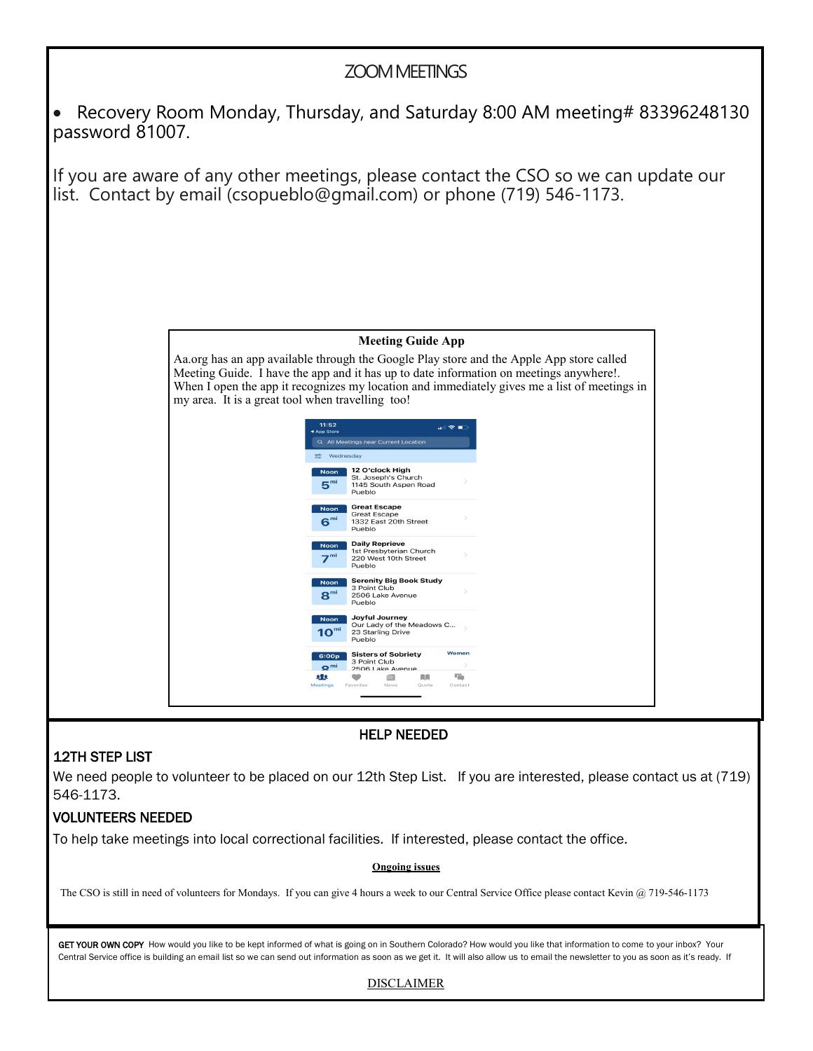## ZOOM MEETINGS

- Recovery Room Monday, Thursday, and Saturday 8:00 AM meeting# 83396248130 password 81007.

If you are aware of any other meetings, please contact the CSO so we can update our list. Contact by email (csopueblo@gmail.com) or phone (719) 546-1173.

### Meeting Guide App

Aa.org has an app available through the Google Play store and the Apple App store called Meeting Guide. I have the app and it has up to date information on meetings anywhere!. When I open the app it recognizes my location and immediately gives me a list of meetings in my area. It is a great tool when travelling too!

## HELP NEEDED

### 12TH STEP LIST

We need people to volunteer to be placed on our 12th Step List. If you are interested, please contact us at (719) 546-1173.

### VOLUNTEERS NEEDED

To help take meetings into local correctional facilities. If interested, please contact the office.

**Ongoing issues**

The CSO is still in need of volunteers for Mondays. If you can give 4 hours a week to our Central Service Office please contact Kevin @ 719-546-1173

**GET YOUR OWN COPY** How would you like to be kept informed of what is going on in Southern Colorado? How would you like that information to come to your inbox? Your Central Service office is building an email list so we can send out information as soon as we get it. It will also allow us to email the newsletter to you as soon as it's ready. If

DISCLAIMER